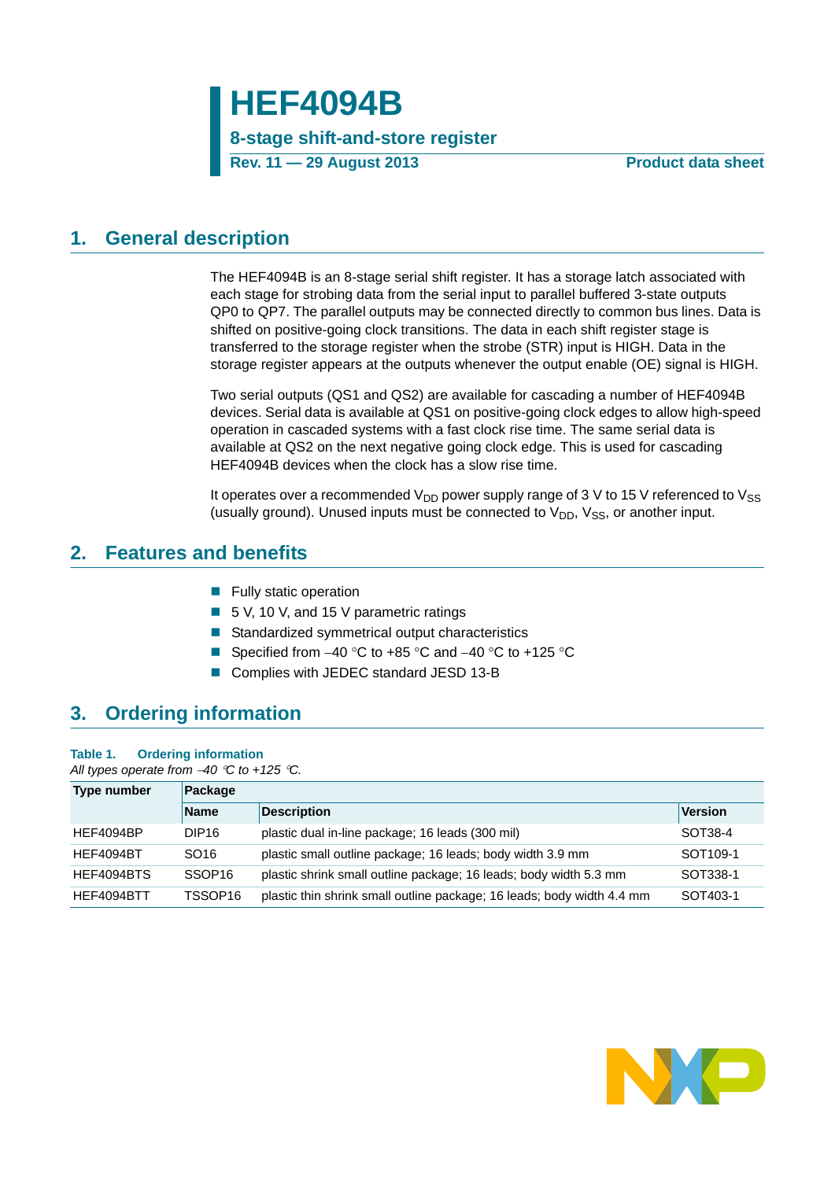# HEF4094B

**8-stage shift-and-store register**

**Rev. 11 — 29 August 2013** **Product data sheet**

## 1. General description

The HEF4094B is an 8-stage serial shift register. It has a storage latch associated with each stage for strobing data from the serial input to parallel buffered 3-state outputs QP0 to QP7. The parallel outputs may be connected directly to common bus lines. Data is shifted on positive-going clock transitions. The data in each shift register stage is transferred to the storage register when the strobe (STR) input is HIGH. Data in the storage register appears at the outputs whenever the output enable (OE) signal is HIGH.

Two serial outputs (QS1 and QS2) are available for cascading a number of HEF4094B devices. Serial data is available at QS1 on positive-going clock edges to allow high-speed operation in cascaded systems with a fast clock rise time. The same serial data is available at QS2 on the next negative going clock edge. This is used for cascading HEF4094B devices when the clock has a slow rise time.

It operates over a recommended $V_{DD}$ power supply range of 3 V to 15 V referenced to $V_{SS}$ (usually ground). Unused inputs must be connected to $V_{DD}$, $V_{SS}$, or another input.

## 2. Features and benefits

- Fully static operation
- 5 V, 10 V, and 15 V parametric ratings
- Standardized symmetrical output characteristics
- Specified from –40 °C to +85 °C and –40 °C to +125 °C
- Complies with JEDEC standard JESD 13-B

## 3. Ordering information

**Table 1. Ordering information**

*All types operate from –40 °C to +125 °C.*

| Type number | Package | | |
|---|---|---|---|
| | **Name** | **Description** | **Version** |
| HEF4094BP | DIP16 | plastic dual in-line package; 16 leads (300 mil) | SOT38-4 |
| HEF4094BT | SO16 | plastic small outline package; 16 leads; body width 3.9 mm | SOT109-1 |
| HEF4094BTS | SSOP16 | plastic shrink small outline package; 16 leads; body width 5.3 mm | SOT338-1 |
| HEF4094BTT | TSSOP16 | plastic thin shrink small outline package; 16 leads; body width 4.4 mm | SOT403-1 |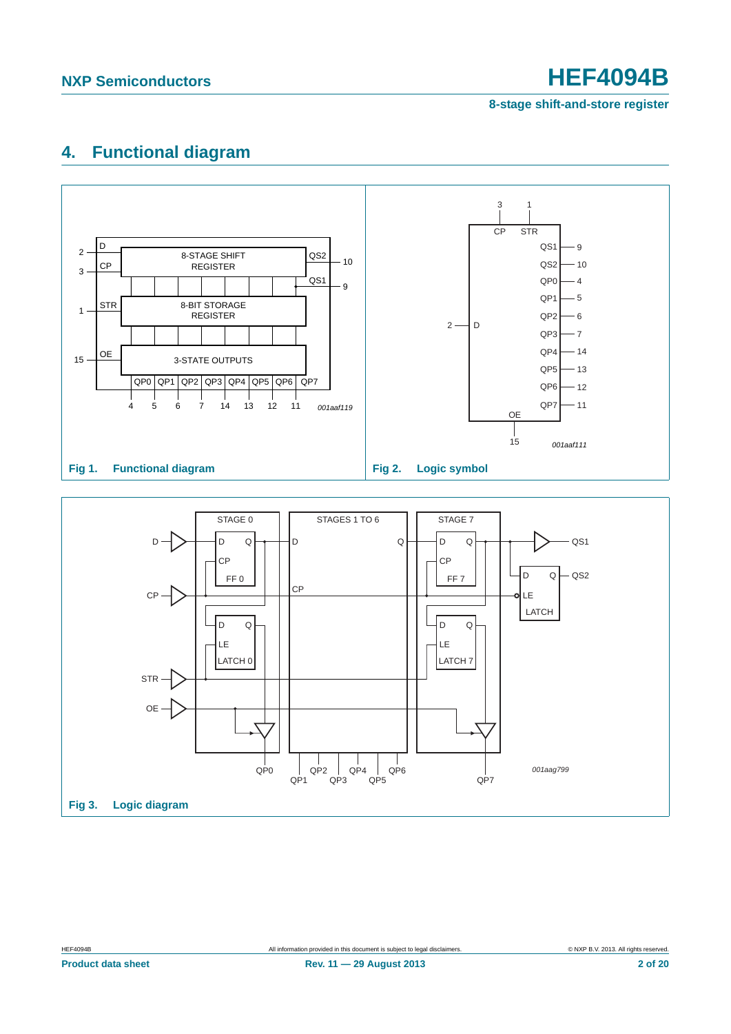## 4. Functional diagram

Fig 1. Functional diagram

Fig 2. Logic symbol

Fig 3. Logic diagram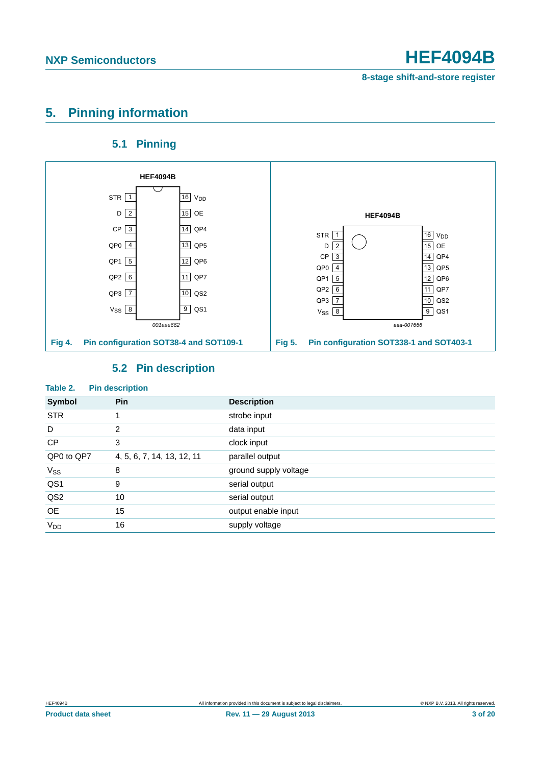## 5. Pinning information

### 5.1 Pinning

Fig 4. Pin configuration SOT38-4 and SOT109-1

Fig 5. Pin configuration SOT338-1 and SOT403-1

### 5.2 Pin description

**Table 2. Pin description**

| Symbol | Pin | Description |
|---|---|---|
| STR | 1 | strobe input |
| D | 2 | data input |
| CP | 3 | clock input |
| QP0 to QP7 | 4, 5, 6, 7, 14, 13, 12, 11 | parallel output |
| $V_{SS}$ | 8 | ground supply voltage |
| QS1 | 9 | serial output |
| QS2 | 10 | serial output |
| OE | 15 | output enable input |
| $V_{DD}$ | 16 | supply voltage |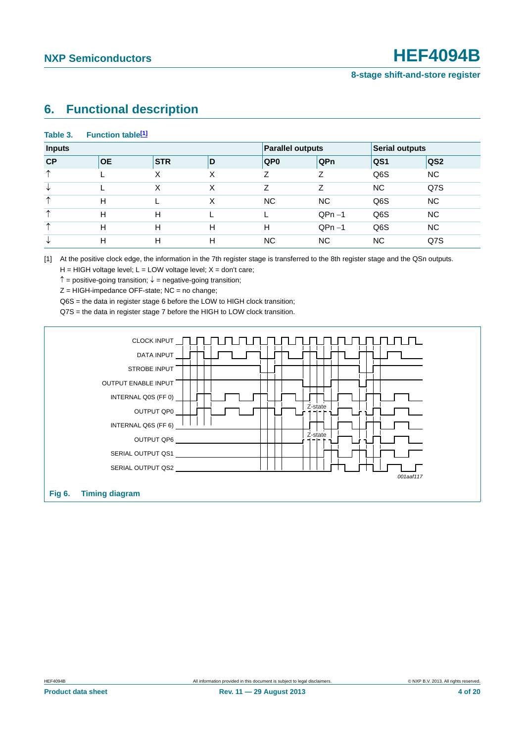# 6. Functional description

**Table 3. Function table[1]**

| Inputs | | | | Parallel outputs | | Serial outputs | |
|---|---|---|---|---|---|---|---|
| **CP** | **OE** | **STR** | **D** | **QP0** | **QPn** | **QS1** | **QS2** |
| ↑ | L | X | X | Z | Z | Q6S | NC |
| ↓ | L | X | X | Z | Z | NC | Q7S |
| ↑ | H | L | X | NC | NC | Q6S | NC |
| ↑ | H | H | L | L | QPn −1 | Q6S | NC |
| ↑ | H | H | H | H | QPn −1 | Q6S | NC |
| ↓ | H | H | H | NC | NC | NC | Q7S |

[1] At the positive clock edge, the information in the 7th register stage is transferred to the 8th register stage and the QSn outputs.

H = HIGH voltage level; L = LOW voltage level; X = don't care;

↑ = positive-going transition; ↓ = negative-going transition;

Z = HIGH-impedance OFF-state; NC = no change;

Q6S = the data in register stage 6 before the LOW to HIGH clock transition;

Q7S = the data in register stage 7 before the HIGH to LOW clock transition.

CLOCK INPUT
DATA INPUT
STROBE INPUT
OUTPUT ENABLE INPUT
INTERNAL Q0S (FF 0)
OUTPUT QP0
INTERNAL Q6S (FF 6)
OUTPUT QP6
SERIAL OUTPUT QS1
SERIAL OUTPUT QS2
Z-state
Z-state
001aaf117

**Fig 6. Timing diagram**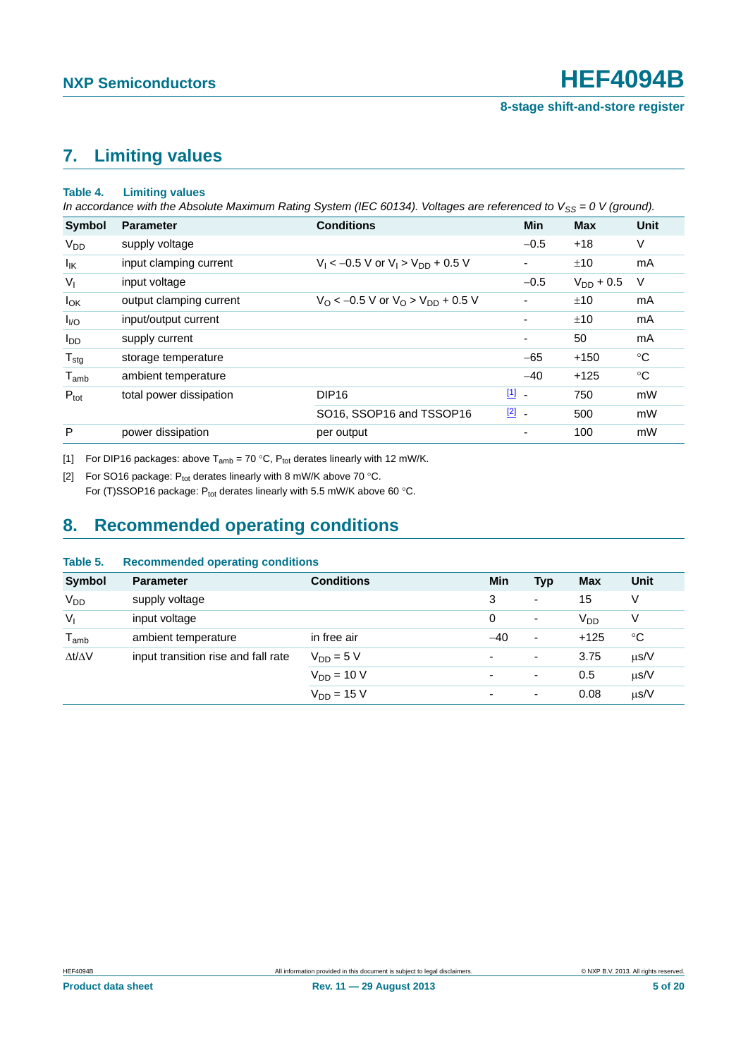## 7. Limiting values

**Table 4. Limiting values**

*In accordance with the Absolute Maximum Rating System (IEC 60134). Voltages are referenced to $V_{SS}$ = 0 V (ground).*

| Symbol | Parameter | Conditions | | Min | Max | Unit |
|---|---|---|---|---|---|---|
| $V_{DD}$ | supply voltage | | | −0.5 | +18 | V |
| $I_{IK}$ | input clamping current | $V_I < -0.5$ V or $V_I > V_{DD} + 0.5$ V | | - | ±10 | mA |
| $V_I$ | input voltage | | | −0.5 | $V_{DD}$ + 0.5 | V |
| $I_{OK}$ | output clamping current | $V_O < -0.5$ V or $V_O > V_{DD} + 0.5$ V | | - | ±10 | mA |
| $I_{I/O}$ | input/output current | | | - | ±10 | mA |
| $I_{DD}$ | supply current | | | - | 50 | mA |
| $T_{stg}$ | storage temperature | | | −65 | +150 | °C |
| $T_{amb}$ | ambient temperature | | | −40 | +125 | °C |
| $P_{tot}$ | total power dissipation | DIP16 | [1] | - | 750 | mW |
| | | SO16, SSOP16 and TSSOP16 | [2] | - | 500 | mW |
| P | power dissipation | per output | | - | 100 | mW |

[1] For DIP16 packages: above $T_{amb}$ = 70 °C, $P_{tot}$ derates linearly with 12 mW/K.

[2] For SO16 package: $P_{tot}$ derates linearly with 8 mW/K above 70 °C.
For (T)SSOP16 package: $P_{tot}$ derates linearly with 5.5 mW/K above 60 °C.

## 8. Recommended operating conditions

**Table 5. Recommended operating conditions**

| Symbol | Parameter | Conditions | Min | Typ | Max | Unit |
|---|---|---|---|---|---|---|
| $V_{DD}$ | supply voltage | | 3 | - | 15 | V |
| $V_I$ | input voltage | | 0 | - | $V_{DD}$ | V |
| $T_{amb}$ | ambient temperature | in free air | −40 | - | +125 | °C |
| $\Delta t/\Delta V$ | input transition rise and fall rate | $V_{DD}$ = 5 V | - | - | 3.75 | μs/V |
| | | $V_{DD}$ = 10 V | - | - | 0.5 | μs/V |
| | | $V_{DD}$ = 15 V | - | - | 0.08 | μs/V |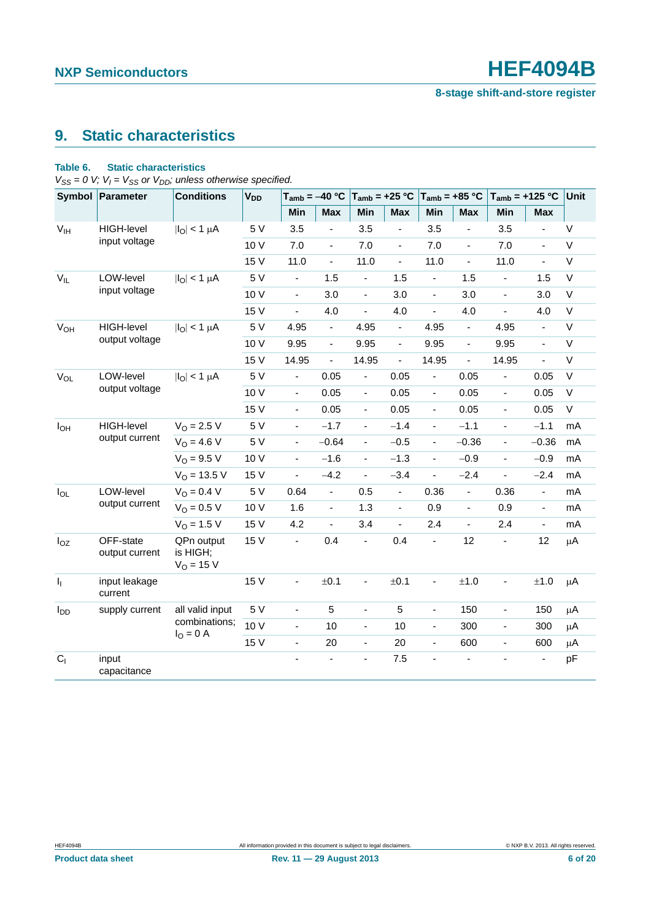## 9. Static characteristics

**Table 6. Static characteristics**

*$V_{SS}$ = 0 V; $V_I$ = $V_{SS}$ or $V_{DD}$; unless otherwise specified.*

| Symbol | Parameter | Conditions | $V_{DD}$ | $T_{amb}$ = −40 °C | | $T_{amb}$ = +25 °C | | $T_{amb}$ = +85 °C | | $T_{amb}$ = +125 °C | | Unit |
|---|---|---|---|---|---|---|---|---|---|---|---|---|
| | | | | Min | Max | Min | Max | Min | Max | Min | Max | |
| $V_{IH}$ | HIGH-level input voltage | $\|I_O\|$ < 1 μA | 5 V | 3.5 | - | 3.5 | - | 3.5 | - | 3.5 | - | V |
| | | | 10 V | 7.0 | - | 7.0 | - | 7.0 | - | 7.0 | - | V |
| | | | 15 V | 11.0 | - | 11.0 | - | 11.0 | - | 11.0 | - | V |
| $V_{IL}$ | LOW-level input voltage | $\|I_O\|$ < 1 μA | 5 V | - | 1.5 | - | 1.5 | - | 1.5 | - | 1.5 | V |
| | | | 10 V | - | 3.0 | - | 3.0 | - | 3.0 | - | 3.0 | V |
| | | | 15 V | - | 4.0 | - | 4.0 | - | 4.0 | - | 4.0 | V |
| $V_{OH}$ | HIGH-level output voltage | $\|I_O\|$ < 1 μA | 5 V | 4.95 | - | 4.95 | - | 4.95 | - | 4.95 | - | V |
| | | | 10 V | 9.95 | - | 9.95 | - | 9.95 | - | 9.95 | - | V |
| | | | 15 V | 14.95 | - | 14.95 | - | 14.95 | - | 14.95 | - | V |
| $V_{OL}$ | LOW-level output voltage | $\|I_O\|$ < 1 μA | 5 V | - | 0.05 | - | 0.05 | - | 0.05 | - | 0.05 | V |
| | | | 10 V | - | 0.05 | - | 0.05 | - | 0.05 | - | 0.05 | V |
| | | | 15 V | - | 0.05 | - | 0.05 | - | 0.05 | - | 0.05 | V |
| $I_{OH}$ | HIGH-level output current | $V_O$ = 2.5 V | 5 V | - | −1.7 | - | −1.4 | - | −1.1 | - | −1.1 | mA |
| | | $V_O$ = 4.6 V | 5 V | - | −0.64 | - | −0.5 | - | −0.36 | - | −0.36 | mA |
| | | $V_O$ = 9.5 V | 10 V | - | −1.6 | - | −1.3 | - | −0.9 | - | −0.9 | mA |
| | | $V_O$ = 13.5 V | 15 V | - | −4.2 | - | −3.4 | - | −2.4 | - | −2.4 | mA |
| $I_{OL}$ | LOW-level output current | $V_O$ = 0.4 V | 5 V | 0.64 | - | 0.5 | - | 0.36 | - | 0.36 | - | mA |
| | | $V_O$ = 0.5 V | 10 V | 1.6 | - | 1.3 | - | 0.9 | - | 0.9 | - | mA |
| | | $V_O$ = 1.5 V | 15 V | 4.2 | - | 3.4 | - | 2.4 | - | 2.4 | - | mA |
| $I_{OZ}$ | OFF-state output current | QPn output is HIGH; $V_O$ = 15 V | 15 V | - | 0.4 | - | 0.4 | - | 12 | - | 12 | μA |
| $I_I$ | input leakage current | | 15 V | - | ±0.1 | - | ±0.1 | - | ±1.0 | - | ±1.0 | μA |
| $I_{DD}$ | supply current | all valid input combinations; $I_O$ = 0 A | 5 V | - | 5 | - | 5 | - | 150 | - | 150 | μA |
| | | | 10 V | - | 10 | - | 10 | - | 300 | - | 300 | μA |
| | | | 15 V | - | 20 | - | 20 | - | 600 | - | 600 | μA |
| $C_I$ | input capacitance | | | - | - | - | 7.5 | - | - | - | - | pF |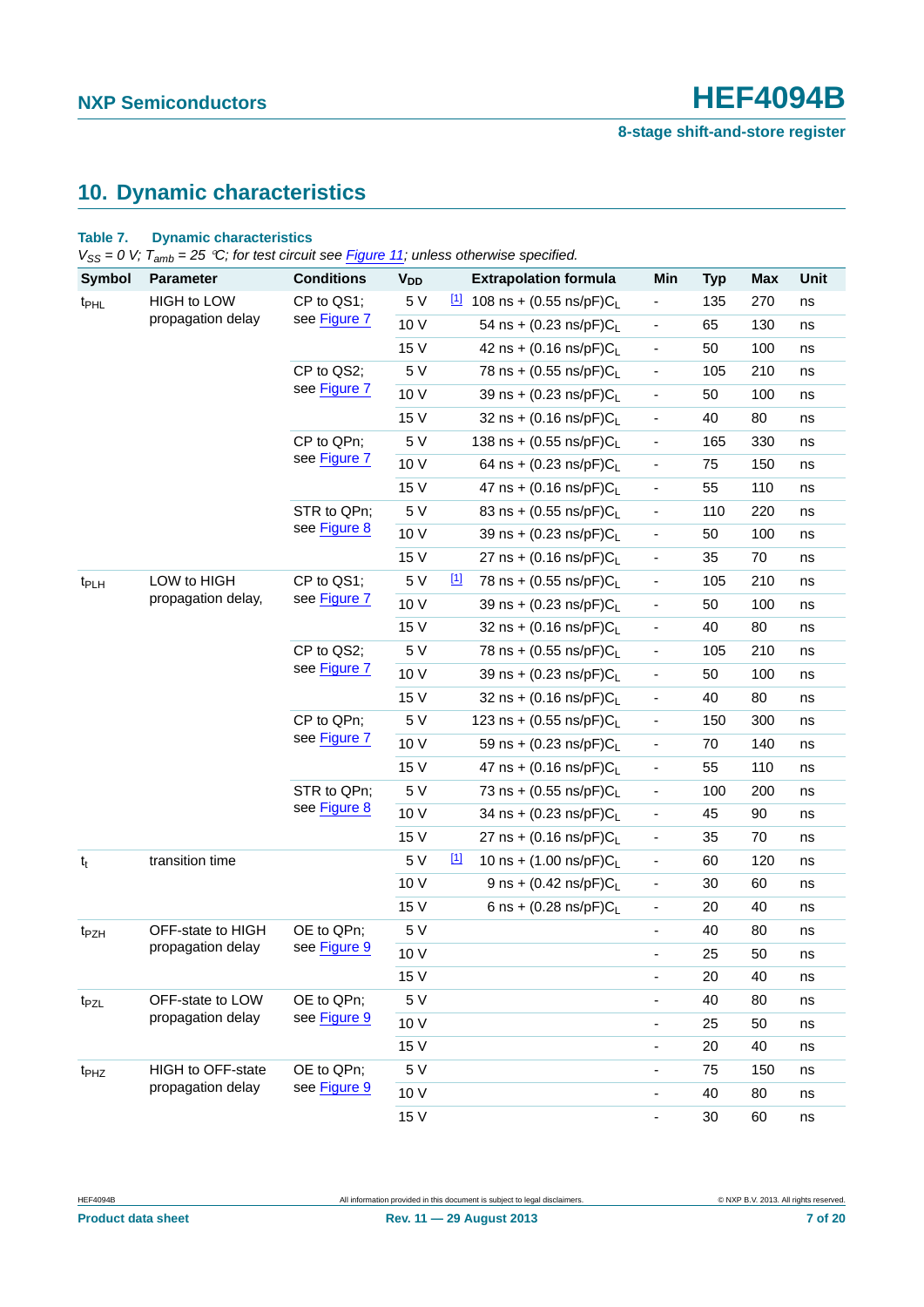## 10. Dynamic characteristics

**Table 7. Dynamic characteristics**

*$V_{SS}$ = 0 V; $T_{amb}$ = 25 °C; for test circuit see Figure 11; unless otherwise specified.*

| Symbol | Parameter | Conditions | $V_{DD}$ | | Extrapolation formula | Min | Typ | Max | Unit |
|---|---|---|---|---|---|---|---|---|---|
| $t_{PHL}$ | HIGH to LOW propagation delay | CP to QS1; see Figure 7 | 5 V | [1] | 108 ns + (0.55 ns/pF)$C_L$ | - | 135 | 270 | ns |
| | | | 10 V | | 54 ns + (0.23 ns/pF)$C_L$ | - | 65 | 130 | ns |
| | | | 15 V | | 42 ns + (0.16 ns/pF)$C_L$ | - | 50 | 100 | ns |
| | | CP to QS2; see Figure 7 | 5 V | | 78 ns + (0.55 ns/pF)$C_L$ | - | 105 | 210 | ns |
| | | | 10 V | | 39 ns + (0.23 ns/pF)$C_L$ | - | 50 | 100 | ns |
| | | | 15 V | | 32 ns + (0.16 ns/pF)$C_L$ | - | 40 | 80 | ns |
| | | CP to QPn; see Figure 7 | 5 V | | 138 ns + (0.55 ns/pF)$C_L$ | - | 165 | 330 | ns |
| | | | 10 V | | 64 ns + (0.23 ns/pF)$C_L$ | - | 75 | 150 | ns |
| | | | 15 V | | 47 ns + (0.16 ns/pF)$C_L$ | - | 55 | 110 | ns |
| | | STR to QPn; see Figure 8 | 5 V | | 83 ns + (0.55 ns/pF)$C_L$ | - | 110 | 220 | ns |
| | | | 10 V | | 39 ns + (0.23 ns/pF)$C_L$ | - | 50 | 100 | ns |
| | | | 15 V | | 27 ns + (0.16 ns/pF)$C_L$ | - | 35 | 70 | ns |
| $t_{PLH}$ | LOW to HIGH propagation delay, | CP to QS1; see Figure 7 | 5 V | [1] | 78 ns + (0.55 ns/pF)$C_L$ | - | 105 | 210 | ns |
| | | | 10 V | | 39 ns + (0.23 ns/pF)$C_L$ | - | 50 | 100 | ns |
| | | | 15 V | | 32 ns + (0.16 ns/pF)$C_L$ | - | 40 | 80 | ns |
| | | CP to QS2; see Figure 7 | 5 V | | 78 ns + (0.55 ns/pF)$C_L$ | - | 105 | 210 | ns |
| | | | 10 V | | 39 ns + (0.23 ns/pF)$C_L$ | - | 50 | 100 | ns |
| | | | 15 V | | 32 ns + (0.16 ns/pF)$C_L$ | - | 40 | 80 | ns |
| | | CP to QPn; see Figure 7 | 5 V | | 123 ns + (0.55 ns/pF)$C_L$ | - | 150 | 300 | ns |
| | | | 10 V | | 59 ns + (0.23 ns/pF)$C_L$ | - | 70 | 140 | ns |
| | | | 15 V | | 47 ns + (0.16 ns/pF)$C_L$ | - | 55 | 110 | ns |
| | | STR to QPn; see Figure 8 | 5 V | | 73 ns + (0.55 ns/pF)$C_L$ | - | 100 | 200 | ns |
| | | | 10 V | | 34 ns + (0.23 ns/pF)$C_L$ | - | 45 | 90 | ns |
| | | | 15 V | | 27 ns + (0.16 ns/pF)$C_L$ | - | 35 | 70 | ns |
| $t_t$ | transition time | | 5 V | [1] | 10 ns + (1.00 ns/pF)$C_L$ | - | 60 | 120 | ns |
| | | | 10 V | | 9 ns + (0.42 ns/pF)$C_L$ | - | 30 | 60 | ns |
| | | | 15 V | | 6 ns + (0.28 ns/pF)$C_L$ | - | 20 | 40 | ns |
| $t_{PZH}$ | OFF-state to HIGH propagation delay | OE to QPn; see Figure 9 | 5 V | | | - | 40 | 80 | ns |
| | | | 10 V | | | - | 25 | 50 | ns |
| | | | 15 V | | | - | 20 | 40 | ns |
| $t_{PZL}$ | OFF-state to LOW propagation delay | OE to QPn; see Figure 9 | 5 V | | | - | 40 | 80 | ns |
| | | | 10 V | | | - | 25 | 50 | ns |
| | | | 15 V | | | - | 20 | 40 | ns |
| $t_{PHZ}$ | HIGH to OFF-state propagation delay | OE to QPn; see Figure 9 | 5 V | | | - | 75 | 150 | ns |
| | | | 10 V | | | - | 40 | 80 | ns |
| | | | 15 V | | | - | 30 | 60 | ns |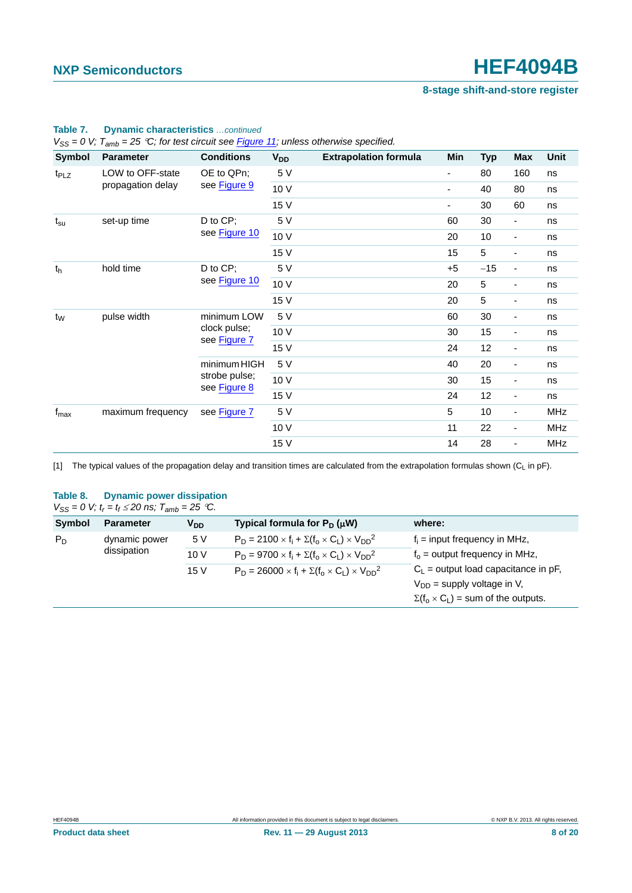**Table 7. Dynamic characteristics** *...continued*

*$V_{SS}$ = 0 V; $T_{amb}$ = 25 °C; for test circuit see Figure 11; unless otherwise specified.*

| Symbol | Parameter | Conditions | $V_{DD}$ | Extrapolation formula | Min | Typ | Max | Unit |
|---|---|---|---|---|---|---|---|---|
| $t_{PLZ}$ | LOW to OFF-state propagation delay | OE to QPn; see Figure 9 | 5 V | | - | 80 | 160 | ns |
| | | | 10 V | | - | 40 | 80 | ns |
| | | | 15 V | | - | 30 | 60 | ns |
| $t_{su}$ | set-up time | D to CP; see Figure 10 | 5 V | | 60 | 30 | - | ns |
| | | | 10 V | | 20 | 10 | - | ns |
| | | | 15 V | | 15 | 5 | - | ns |
| $t_h$ | hold time | D to CP; see Figure 10 | 5 V | | +5 | −15 | - | ns |
| | | | 10 V | | 20 | 5 | - | ns |
| | | | 15 V | | 20 | 5 | - | ns |
| $t_W$ | pulse width | minimum LOW clock pulse; see Figure 7 | 5 V | | 60 | 30 | - | ns |
| | | | 10 V | | 30 | 15 | - | ns |
| | | | 15 V | | 24 | 12 | - | ns |
| | | minimum HIGH strobe pulse; see Figure 8 | 5 V | | 40 | 20 | - | ns |
| | | | 10 V | | 30 | 15 | - | ns |
| | | | 15 V | | 24 | 12 | - | ns |
| $f_{max}$ | maximum frequency | see Figure 7 | 5 V | | 5 | 10 | - | MHz |
| | | | 10 V | | 11 | 22 | - | MHz |
| | | | 15 V | | 14 | 28 | - | MHz |

[1] The typical values of the propagation delay and transition times are calculated from the extrapolation formulas shown ($C_L$ in pF).

**Table 8. Dynamic power dissipation**

*$V_{SS}$ = 0 V; $t_r = t_f \leq 20$ ns; $T_{amb}$ = 25 °C.*

| Symbol | Parameter | $V_{DD}$ | Typical formula for $P_D$ (μW) | where: |
|---|---|---|---|---|
| $P_D$ | dynamic power dissipation | 5 V | $P_D = 2100 \times f_i + \Sigma(f_o \times C_L) \times V_{DD}^2$ | $f_i$ = input frequency in MHz, |
| | | 10 V | $P_D = 9700 \times f_i + \Sigma(f_o \times C_L) \times V_{DD}^2$ | $f_o$ = output frequency in MHz, |
| | | 15 V | $P_D = 26000 \times f_i + \Sigma(f_o \times C_L) \times V_{DD}^2$ | $C_L$ = output load capacitance in pF, |
| | | | | $V_{DD}$ = supply voltage in V, |
| | | | | $\Sigma(f_o \times C_L)$ = sum of the outputs. |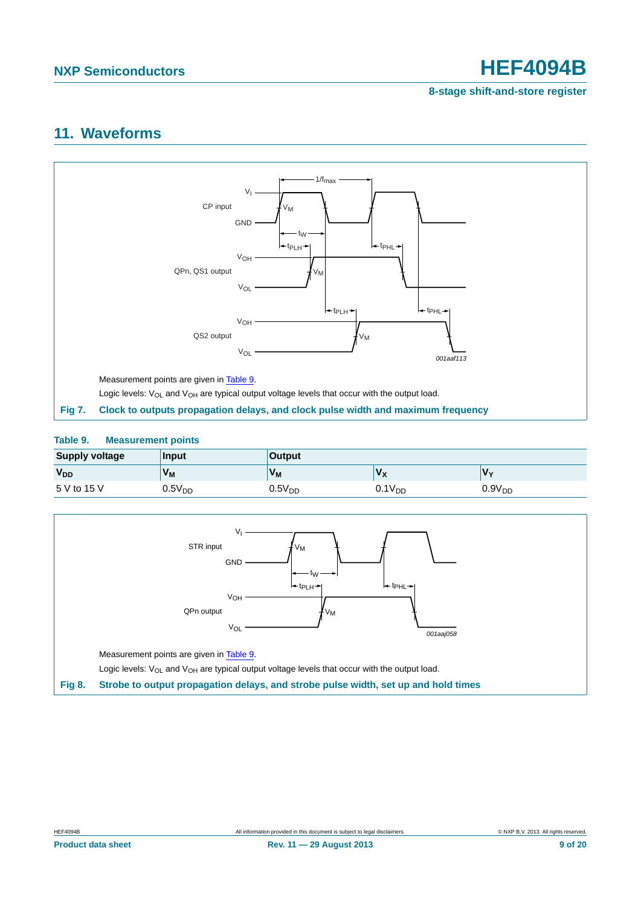## 11. Waveforms

Measurement points are given in Table 9.

Logic levels: $V_{OL}$ and $V_{OH}$ are typical output voltage levels that occur with the output load.

**Fig 7. Clock to outputs propagation delays, and clock pulse width and maximum frequency**

**Table 9. Measurement points**

| Supply voltage | Input | Output | | |
|---|---|---|---|---|
| $V_{DD}$ | $V_M$ | $V_M$ | $V_X$ | $V_Y$ |
| 5 V to 15 V | $0.5V_{DD}$ | $0.5V_{DD}$ | $0.1V_{DD}$ | $0.9V_{DD}$ |

Measurement points are given in Table 9.

Logic levels: $V_{OL}$ and $V_{OH}$ are typical output voltage levels that occur with the output load.

**Fig 8. Strobe to output propagation delays, and strobe pulse width, set up and hold times**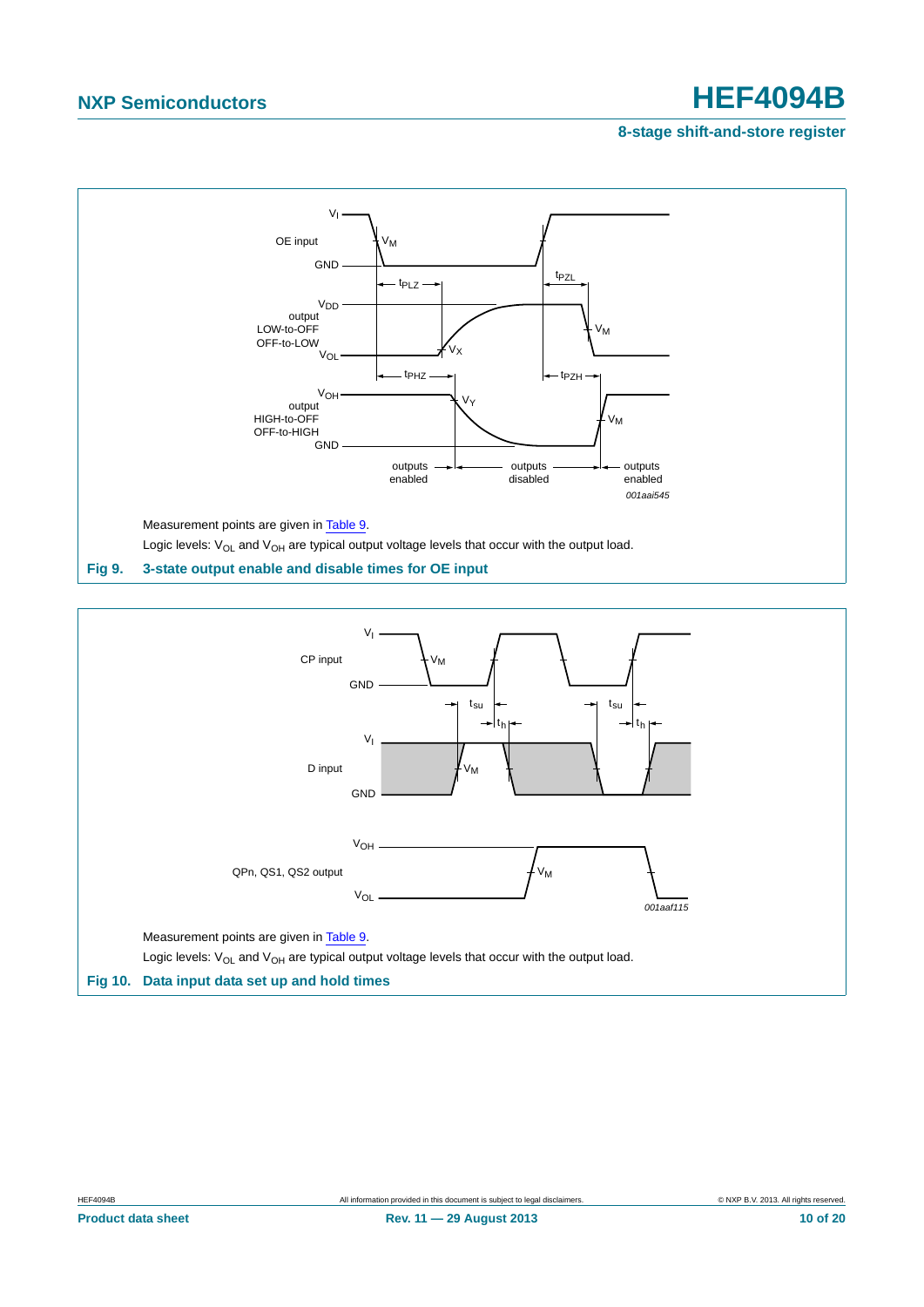Measurement points are given in Table 9.

Logic levels: $V_{OL}$ and $V_{OH}$ are typical output voltage levels that occur with the output load.

**Fig 9. 3-state output enable and disable times for OE input**

Measurement points are given in Table 9.

Logic levels: $V_{OL}$ and $V_{OH}$ are typical output voltage levels that occur with the output load.

**Fig 10. Data input data set up and hold times**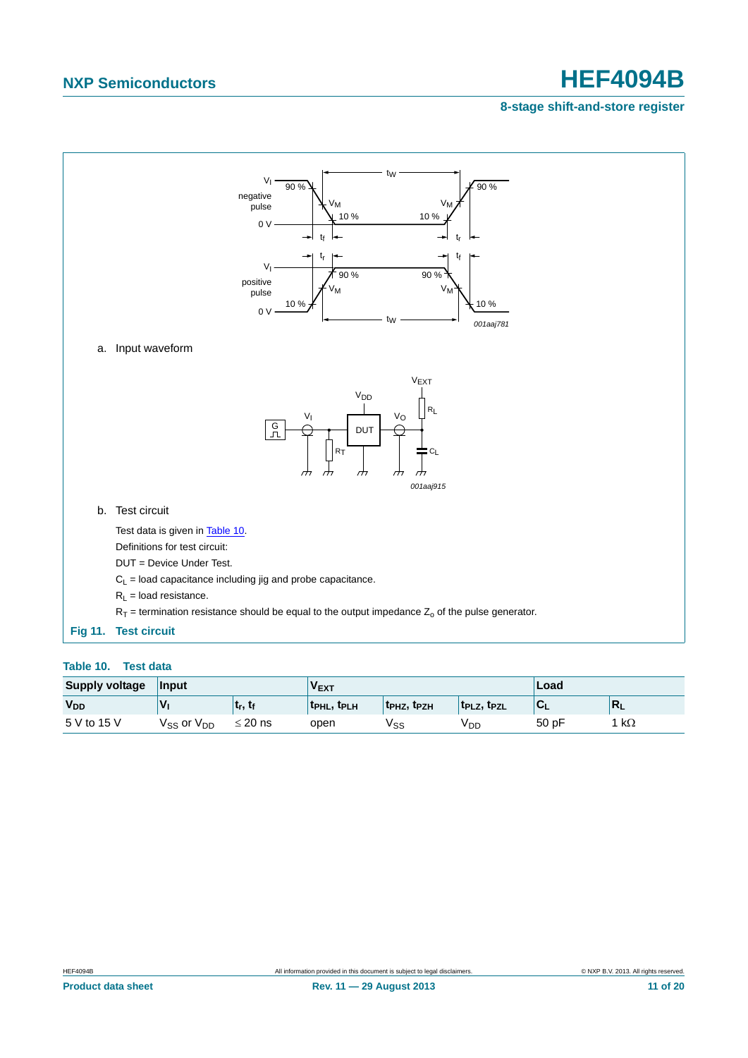a. Input waveform

b. Test circuit

Test data is given in Table 10.

Definitions for test circuit:

DUT = Device Under Test.

$C_L$ = load capacitance including jig and probe capacitance.

$R_L$ = load resistance.

$R_T$ = termination resistance should be equal to the output impedance $Z_o$ of the pulse generator.

**Fig 11. Test circuit**

**Table 10. Test data**

| Supply voltage | Input | | $V_{EXT}$ | | | Load | |
|---|---|---|---|---|---|---|---|
| $V_{DD}$ | $V_I$ | $t_r$, $t_f$ | $t_{PHL}$, $t_{PLH}$ | $t_{PHZ}$, $t_{PZH}$ | $t_{PLZ}$, $t_{PZL}$ | $C_L$ | $R_L$ |
| 5 V to 15 V | $V_{SS}$ or $V_{DD}$ | ≤ 20 ns | open | $V_{SS}$ | $V_{DD}$ | 50 pF | 1 kΩ |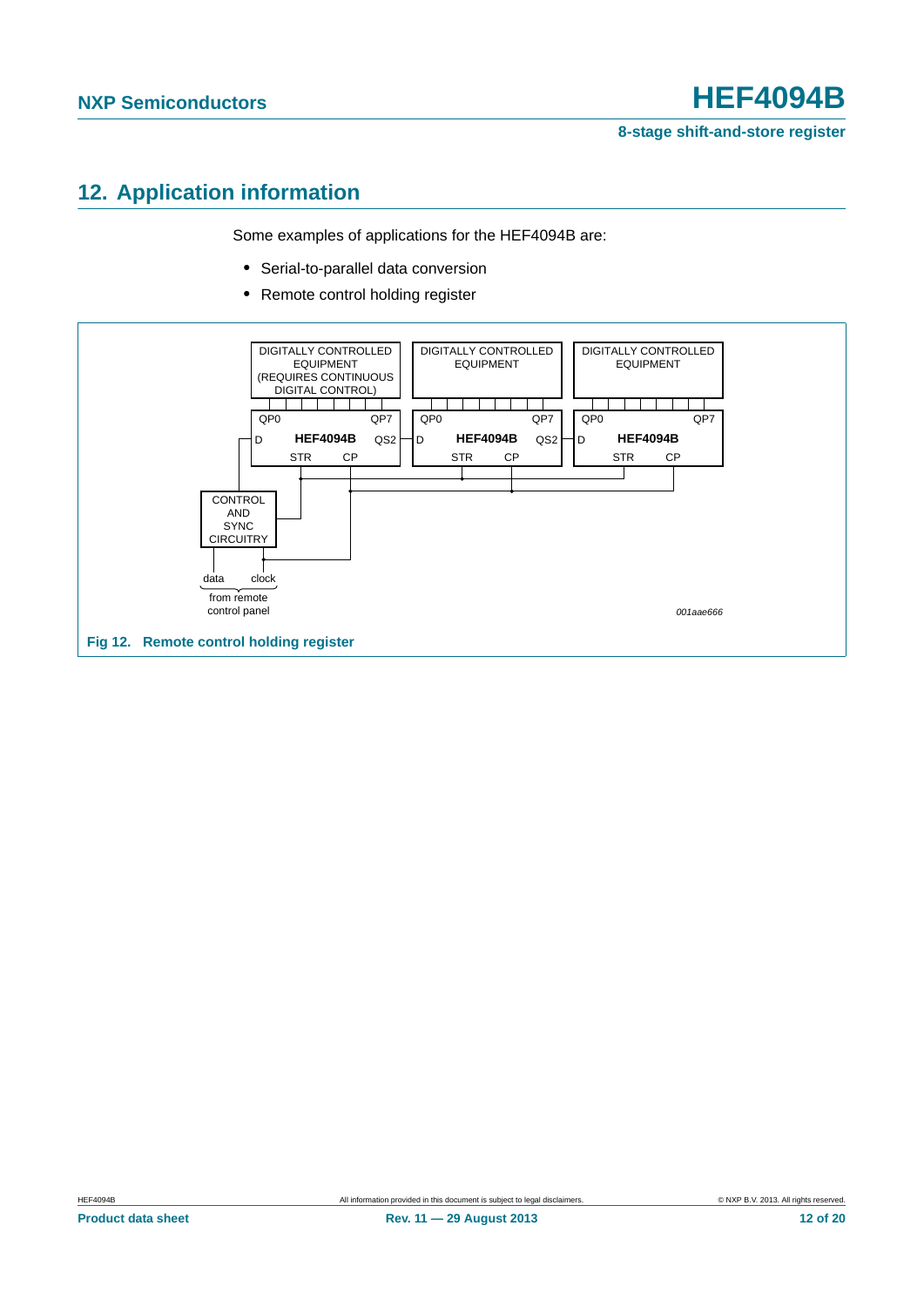## 12. Application information

Some examples of applications for the HEF4094B are:

- Serial-to-parallel data conversion
- Remote control holding register

Fig 12. Remote control holding register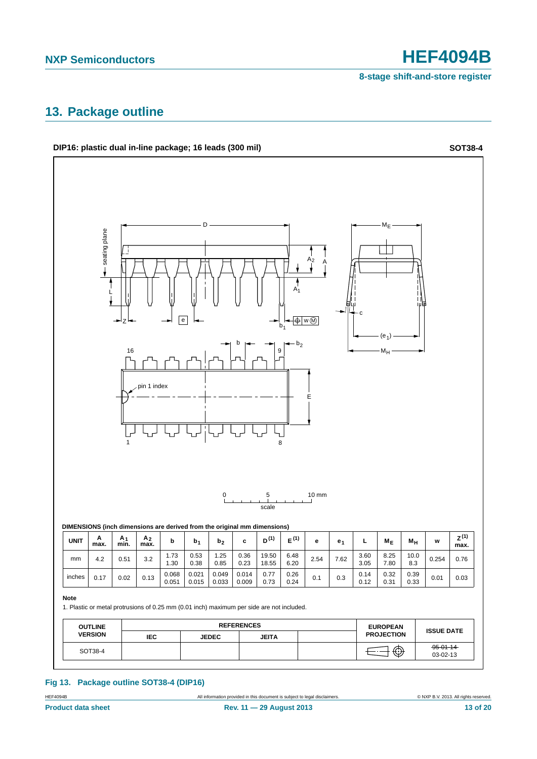## 13. Package outline

**DIP16: plastic dual in-line package; 16 leads (300 mil)** **SOT38-4**

DIMENSIONS (inch dimensions are derived from the original mm dimensions)

| UNIT | A max. | $A_1$ min. | $A_2$ max. | b | $b_1$ | $b_2$ | c | D[(1)] | E[(1)] | e | $e_1$ | L | $M_E$ | $M_H$ | w | Z[(1)] max. |
|---|---|---|---|---|---|---|---|---|---|---|---|---|---|---|---|---|
| mm | 4.2 | 0.51 | 3.2 | 1.73 1.30 | 0.53 0.38 | 1.25 0.85 | 0.36 0.23 | 19.50 18.55 | 6.48 6.20 | 2.54 | 7.62 | 3.60 3.05 | 8.25 7.80 | 10.0 8.3 | 0.254 | 0.76 |
| inches | 0.17 | 0.02 | 0.13 | 0.068 0.051 | 0.021 0.015 | 0.049 0.033 | 0.014 0.009 | 0.77 0.73 | 0.26 0.24 | 0.1 | 0.3 | 0.14 0.12 | 0.32 0.31 | 0.39 0.33 | 0.01 | 0.03 |

**Note**

1. Plastic or metal protrusions of 0.25 mm (0.01 inch) maximum per side are not included.

| OUTLINE VERSION | REFERENCES | | | | EUROPEAN PROJECTION | ISSUE DATE |
|---|---|---|---|---|---|---|
| | IEC | JEDEC | JEITA | | | |
| SOT38-4 | | | | | | ~~95-01-14~~ 03-02-13 |

**Fig 13. Package outline SOT38-4 (DIP16)**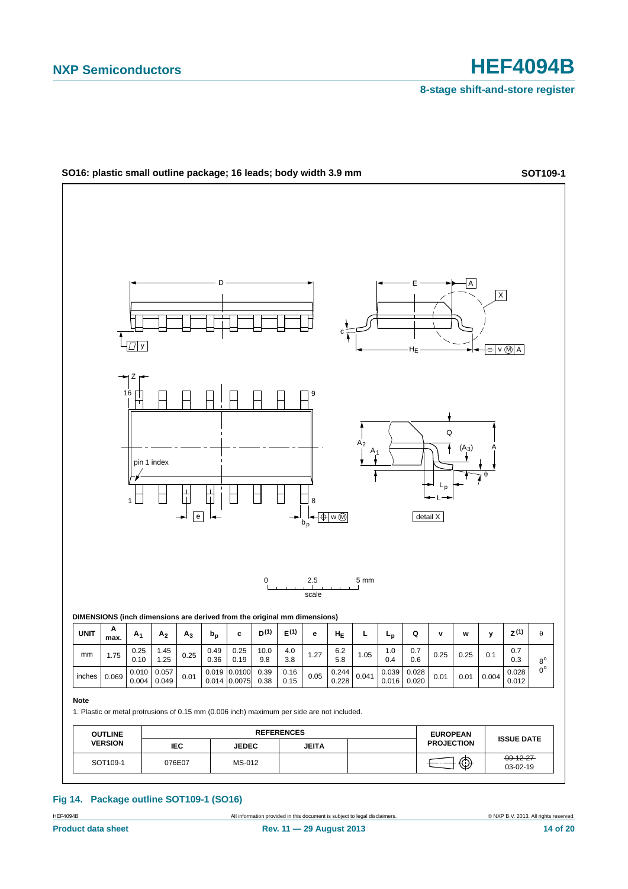**SO16: plastic small outline package; 16 leads; body width 3.9 mm** **SOT109-1**

DIMENSIONS (inch dimensions are derived from the original mm dimensions)

| UNIT | A max. | $A_1$ | $A_2$ | $A_3$ | $b_p$ | c | $D^{(1)}$ | $E^{(1)}$ | e | $H_E$ | L | $L_p$ | Q | v | w | y | $Z^{(1)}$ | θ |
|---|---|---|---|---|---|---|---|---|---|---|---|---|---|---|---|---|---|---|
| mm | 1.75 | 0.25<br>0.10 | 1.45<br>1.25 | 0.25 | 0.49<br>0.36 | 0.25<br>0.19 | 10.0<br>9.8 | 4.0<br>3.8 | 1.27 | 6.2<br>5.8 | 1.05 | 1.0<br>0.4 | 0.7<br>0.6 | 0.25 | 0.25 | 0.1 | 0.7<br>0.3 | 8°<br>0° |
| inches | 0.069 | 0.010<br>0.004 | 0.057<br>0.049 | 0.01 | 0.019<br>0.014 | 0.0100<br>0.0075 | 0.39<br>0.38 | 0.16<br>0.15 | 0.05 | 0.244<br>0.228 | 0.041 | 0.039<br>0.016 | 0.028<br>0.020 | 0.01 | 0.01 | 0.004 | 0.028<br>0.012 | |

**Note**

1. Plastic or metal protrusions of 0.15 mm (0.006 inch) maximum per side are not included.

| OUTLINE VERSION | REFERENCES | | | | EUROPEAN PROJECTION | ISSUE DATE |
|---|---|---|---|---|---|---|
| | IEC | JEDEC | JEITA | | | |
| SOT109-1 | 076E07 | MS-012 | | | | ~~99-12-27~~<br>03-02-19 |

**Fig 14. Package outline SOT109-1 (SO16)**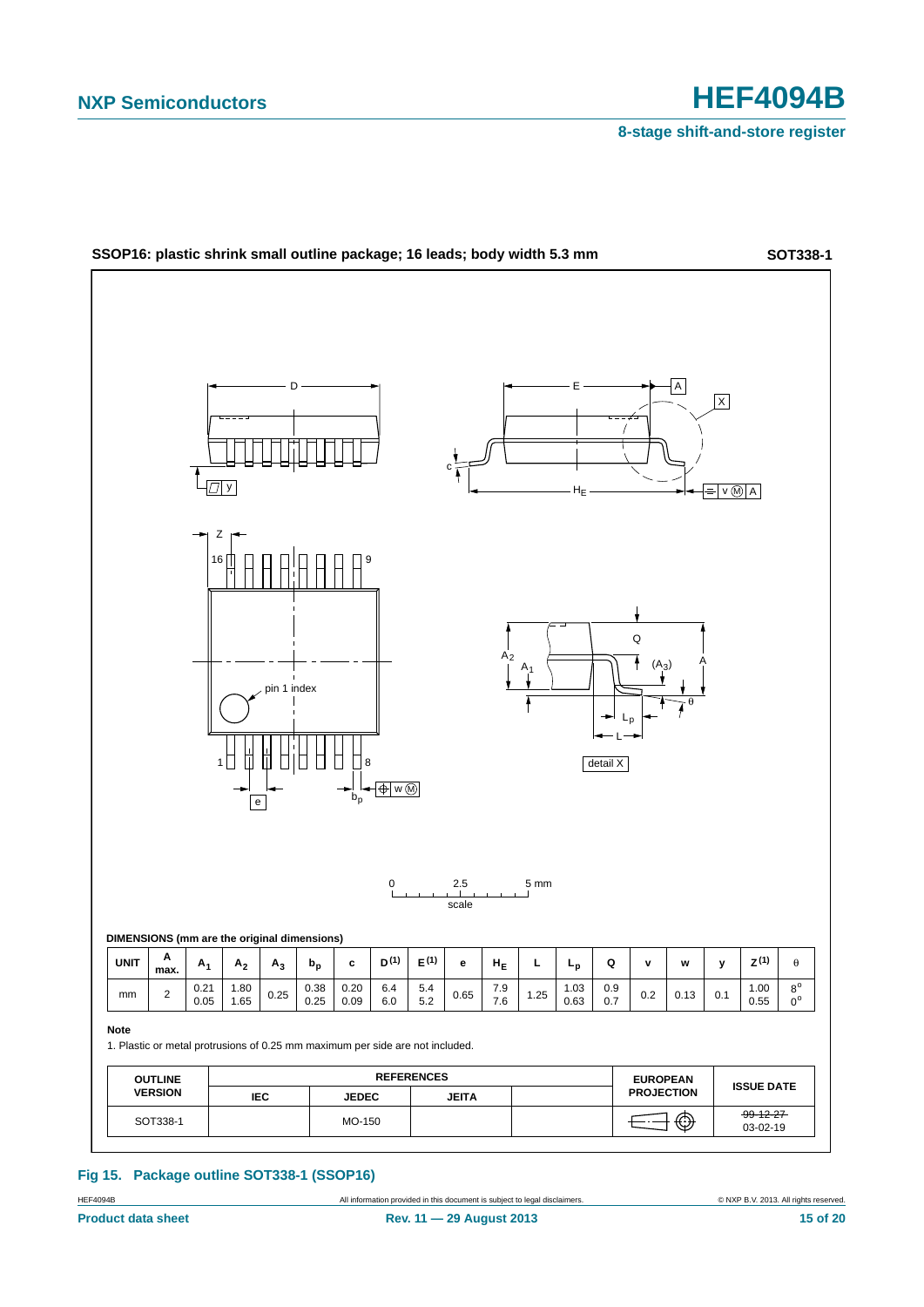**SSOP16: plastic shrink small outline package; 16 leads; body width 5.3 mm** **SOT338-1**

**DIMENSIONS (mm are the original dimensions)**

| UNIT | A max. | $A_1$ | $A_2$ | $A_3$ | $b_p$ | c | D (1) | E (1) | e | $H_E$ | L | $L_p$ | Q | v | w | y | Z (1) | θ |
|---|---|---|---|---|---|---|---|---|---|---|---|---|---|---|---|---|---|---|
| mm | 2 | 0.21<br>0.05 | 1.80<br>1.65 | 0.25 | 0.38<br>0.25 | 0.20<br>0.09 | 6.4<br>6.0 | 5.4<br>5.2 | 0.65 | 7.9<br>7.6 | 1.25 | 1.03<br>0.63 | 0.9<br>0.7 | 0.2 | 0.13 | 0.1 | 1.00<br>0.55 | 8°<br>0° |

**Note**

1. Plastic or metal protrusions of 0.25 mm maximum per side are not included.

| OUTLINE VERSION | REFERENCES | | | | EUROPEAN PROJECTION | ISSUE DATE |
|---|---|---|---|---|---|---|
| | IEC | JEDEC | JEITA | | | |
| SOT338-1 | | MO-150 | | | | ~~99-12-27~~<br>03-02-19 |

**Fig 15. Package outline SOT338-1 (SSOP16)**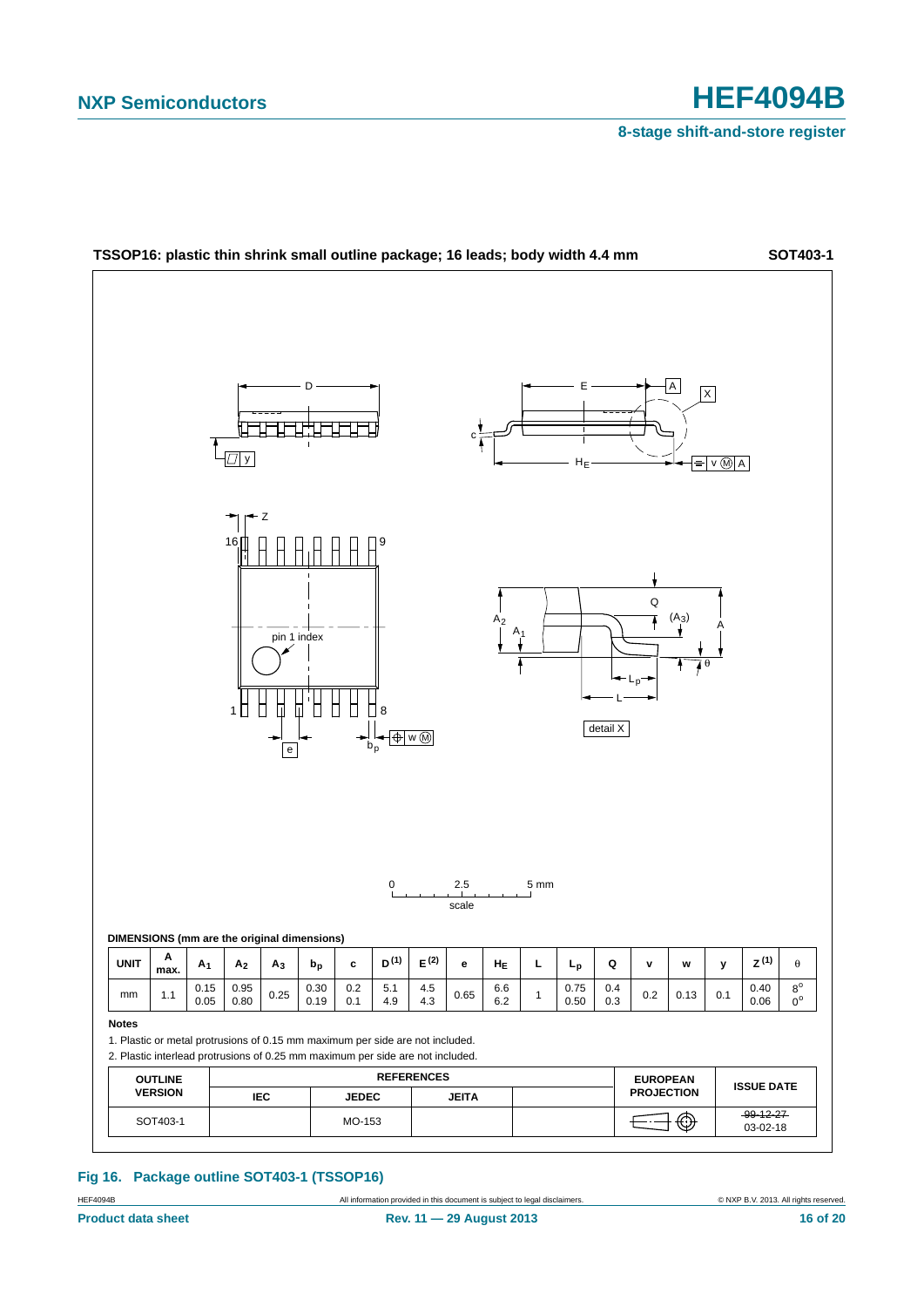**TSSOP16: plastic thin shrink small outline package; 16 leads; body width 4.4 mm** **SOT403-1**

**DIMENSIONS (mm are the original dimensions)**

| UNIT | A max. | $A_1$ | $A_2$ | $A_3$ | $b_p$ | c | $D^{(1)}$ | $E^{(2)}$ | e | $H_E$ | L | $L_p$ | Q | v | w | y | $Z^{(1)}$ | θ |
|---|---|---|---|---|---|---|---|---|---|---|---|---|---|---|---|---|---|---|
| mm | 1.1 | 0.15<br>0.05 | 0.95<br>0.80 | 0.25 | 0.30<br>0.19 | 0.2<br>0.1 | 5.1<br>4.9 | 4.5<br>4.3 | 0.65 | 6.6<br>6.2 | 1 | 0.75<br>0.50 | 0.4<br>0.3 | 0.2 | 0.13 | 0.1 | 0.40<br>0.06 | 8°<br>0° |

**Notes**

1. Plastic or metal protrusions of 0.15 mm maximum per side are not included.
2. Plastic interlead protrusions of 0.25 mm maximum per side are not included.

| OUTLINE VERSION | REFERENCES | | | | EUROPEAN PROJECTION | ISSUE DATE |
|---|---|---|---|---|---|---|
| | IEC | JEDEC | JEITA | | | |
| SOT403-1 | | MO-153 | | | | ~~99-12-27~~<br>03-02-18 |

**Fig 16. Package outline SOT403-1 (TSSOP16)**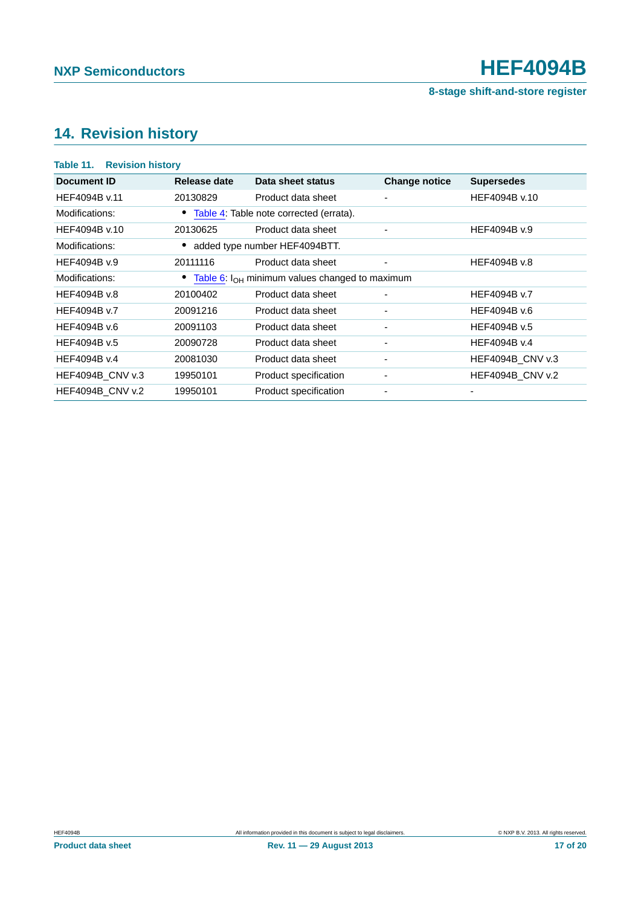## 14. Revision history

**Table 11. Revision history**

| Document ID | Release date | Data sheet status | Change notice | Supersedes |
|---|---|---|---|---|
| HEF4094B v.11 | 20130829 | Product data sheet | - | HEF4094B v.10 |
| Modifications: | • Table 4: Table note corrected (errata). | | | |
| HEF4094B v.10 | 20130625 | Product data sheet | - | HEF4094B v.9 |
| Modifications: | • added type number HEF4094BTT. | | | |
| HEF4094B v.9 | 20111116 | Product data sheet | - | HEF4094B v.8 |
| Modifications: | • Table 6: $I_{OH}$ minimum values changed to maximum | | | |
| HEF4094B v.8 | 20100402 | Product data sheet | - | HEF4094B v.7 |
| HEF4094B v.7 | 20091216 | Product data sheet | - | HEF4094B v.6 |
| HEF4094B v.6 | 20091103 | Product data sheet | - | HEF4094B v.5 |
| HEF4094B v.5 | 20090728 | Product data sheet | - | HEF4094B v.4 |
| HEF4094B v.4 | 20081030 | Product data sheet | - | HEF4094B_CNV v.3 |
| HEF4094B_CNV v.3 | 19950101 | Product specification | - | HEF4094B_CNV v.2 |
| HEF4094B_CNV v.2 | 19950101 | Product specification | - | - |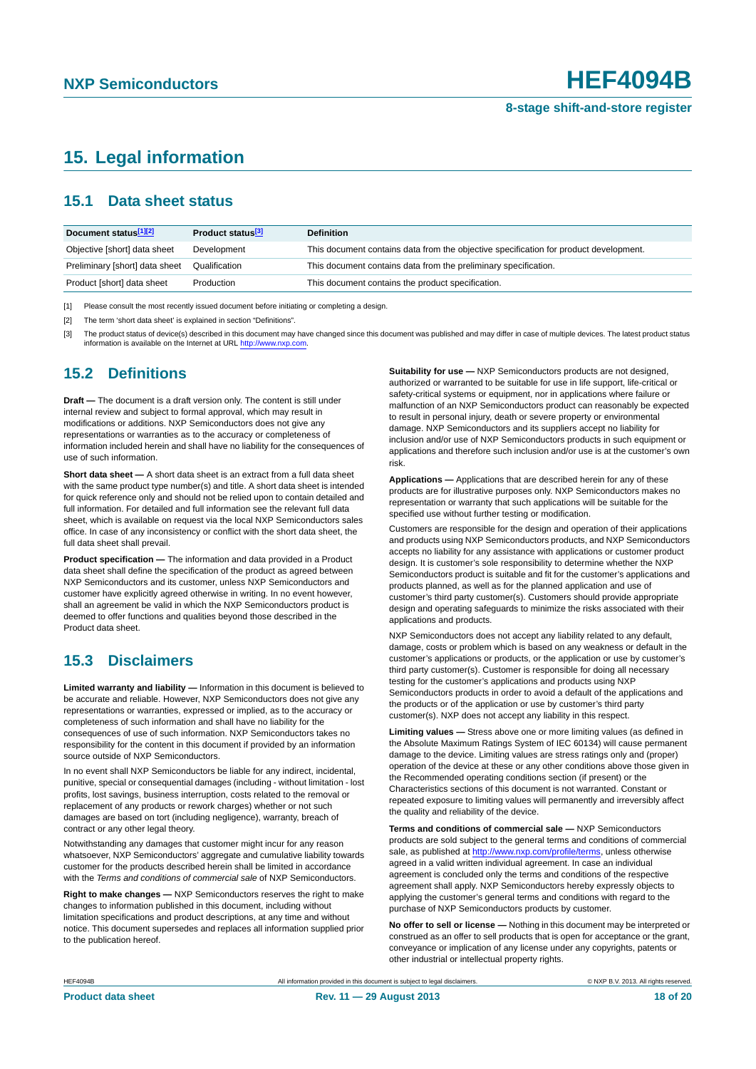## 15. Legal information

### 15.1 Data sheet status

| Document status[1][2] | Product status[3] | Definition |
|---|---|---|
| Objective [short] data sheet | Development | This document contains data from the objective specification for product development. |
| Preliminary [short] data sheet | Qualification | This document contains data from the preliminary specification. |
| Product [short] data sheet | Production | This document contains the product specification. |

[1] Please consult the most recently issued document before initiating or completing a design.

[2] The term 'short data sheet' is explained in section "Definitions".

[3] The product status of device(s) described in this document may have changed since this document was published and may differ in case of multiple devices. The latest product status information is available on the Internet at URL http://www.nxp.com.

### 15.2 Definitions

**Draft —** The document is a draft version only. The content is still under internal review and subject to formal approval, which may result in modifications or additions. NXP Semiconductors does not give any representations or warranties as to the accuracy or completeness of information included herein and shall have no liability for the consequences of use of such information.

**Short data sheet —** A short data sheet is an extract from a full data sheet with the same product type number(s) and title. A short data sheet is intended for quick reference only and should not be relied upon to contain detailed and full information. For detailed and full information see the relevant full data sheet, which is available on request via the local NXP Semiconductors sales office. In case of any inconsistency or conflict with the short data sheet, the full data sheet shall prevail.

**Product specification —** The information and data provided in a Product data sheet shall define the specification of the product as agreed between NXP Semiconductors and its customer, unless NXP Semiconductors and customer have explicitly agreed otherwise in writing. In no event however, shall an agreement be valid in which the NXP Semiconductors product is deemed to offer functions and qualities beyond those described in the Product data sheet.

### 15.3 Disclaimers

**Limited warranty and liability —** Information in this document is believed to be accurate and reliable. However, NXP Semiconductors does not give any representations or warranties, expressed or implied, as to the accuracy or completeness of such information and shall have no liability for the consequences of use of such information. NXP Semiconductors takes no responsibility for the content in this document if provided by an information source outside of NXP Semiconductors.

In no event shall NXP Semiconductors be liable for any indirect, incidental, punitive, special or consequential damages (including - without limitation - lost profits, lost savings, business interruption, costs related to the removal or replacement of any products or rework charges) whether or not such damages are based on tort (including negligence), warranty, breach of contract or any other legal theory.

Notwithstanding any damages that customer might incur for any reason whatsoever, NXP Semiconductors' aggregate and cumulative liability towards customer for the products described herein shall be limited in accordance with the *Terms and conditions of commercial sale* of NXP Semiconductors.

**Right to make changes —** NXP Semiconductors reserves the right to make changes to information published in this document, including without limitation specifications and product descriptions, at any time and without notice. This document supersedes and replaces all information supplied prior to the publication hereof.

**Suitability for use —** NXP Semiconductors products are not designed, authorized or warranted to be suitable for use in life support, life-critical or safety-critical systems or equipment, nor in applications where failure or malfunction of an NXP Semiconductors product can reasonably be expected to result in personal injury, death or severe property or environmental damage. NXP Semiconductors and its suppliers accept no liability for inclusion and/or use of NXP Semiconductors products in such equipment or applications and therefore such inclusion and/or use is at the customer's own risk.

**Applications —** Applications that are described herein for any of these products are for illustrative purposes only. NXP Semiconductors makes no representation or warranty that such applications will be suitable for the specified use without further testing or modification.

Customers are responsible for the design and operation of their applications and products using NXP Semiconductors products, and NXP Semiconductors accepts no liability for any assistance with applications or customer product design. It is customer's sole responsibility to determine whether the NXP Semiconductors product is suitable and fit for the customer's applications and products planned, as well as for the planned application and use of customer's third party customer(s). Customers should provide appropriate design and operating safeguards to minimize the risks associated with their applications and products.

NXP Semiconductors does not accept any liability related to any default, damage, costs or problem which is based on any weakness or default in the customer's applications or products, or the application or use by customer's third party customer(s). Customer is responsible for doing all necessary testing for the customer's applications and products using NXP Semiconductors products in order to avoid a default of the applications and the products or of the application or use by customer's third party customer(s). NXP does not accept any liability in this respect.

**Limiting values —** Stress above one or more limiting values (as defined in the Absolute Maximum Ratings System of IEC 60134) will cause permanent damage to the device. Limiting values are stress ratings only and (proper) operation of the device at these or any other conditions above those given in the Recommended operating conditions section (if present) or the Characteristics sections of this document is not warranted. Constant or repeated exposure to limiting values will permanently and irreversibly affect the quality and reliability of the device.

**Terms and conditions of commercial sale —** NXP Semiconductors products are sold subject to the general terms and conditions of commercial sale, as published at http://www.nxp.com/profile/terms, unless otherwise agreed in a valid written individual agreement. In case an individual agreement is concluded only the terms and conditions of the respective agreement shall apply. NXP Semiconductors hereby expressly objects to applying the customer's general terms and conditions with regard to the purchase of NXP Semiconductors products by customer.

**No offer to sell or license —** Nothing in this document may be interpreted or construed as an offer to sell products that is open for acceptance or the grant, conveyance or implication of any license under any copyrights, patents or other industrial or intellectual property rights.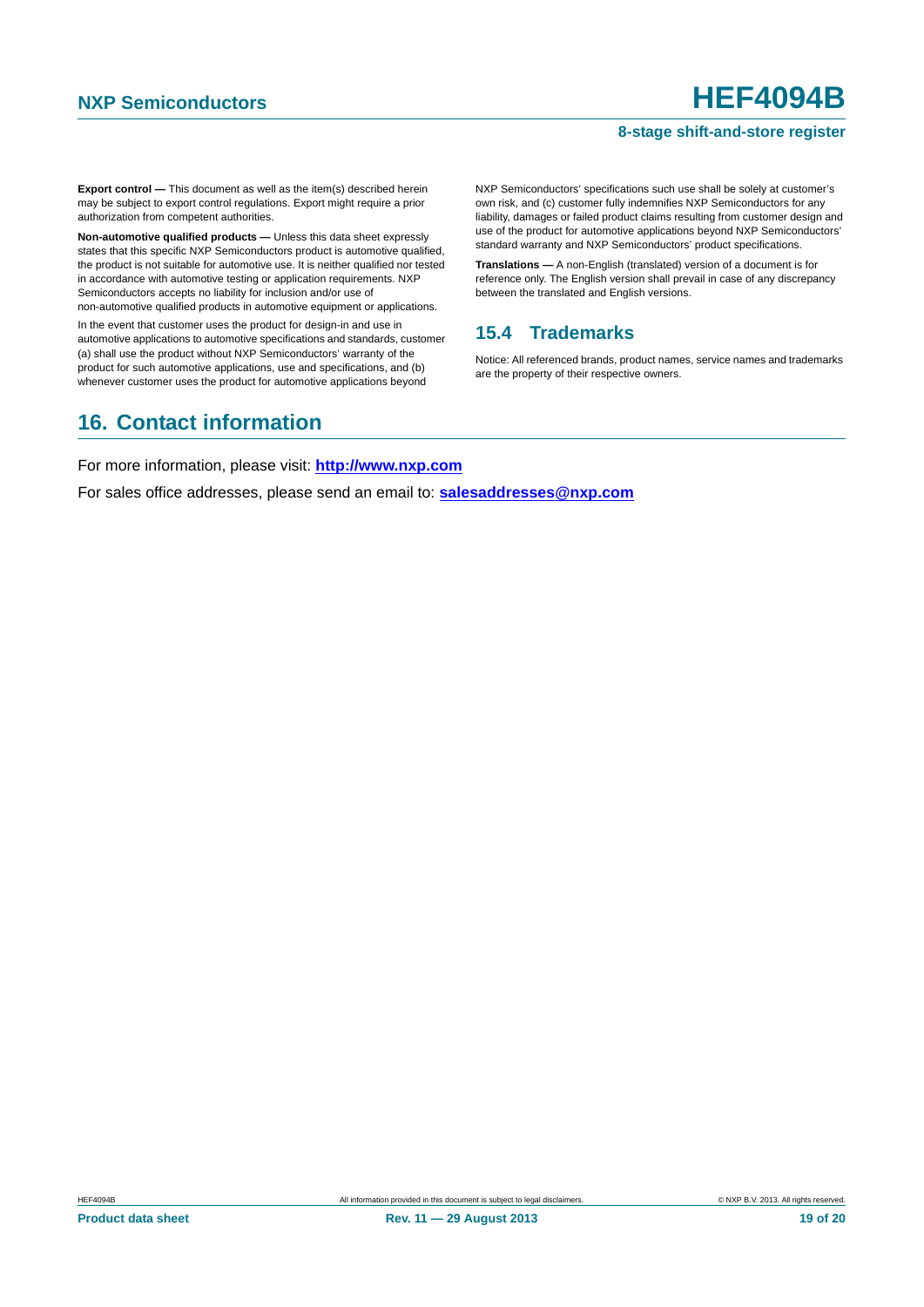**Export control —** This document as well as the item(s) described herein may be subject to export control regulations. Export might require a prior authorization from competent authorities.

**Non-automotive qualified products —** Unless this data sheet expressly states that this specific NXP Semiconductors product is automotive qualified, the product is not suitable for automotive use. It is neither qualified nor tested in accordance with automotive testing or application requirements. NXP Semiconductors accepts no liability for inclusion and/or use of non-automotive qualified products in automotive equipment or applications.

In the event that customer uses the product for design-in and use in automotive applications to automotive specifications and standards, customer (a) shall use the product without NXP Semiconductors' warranty of the product for such automotive applications, use and specifications, and (b) whenever customer uses the product for automotive applications beyond NXP Semiconductors' specifications such use shall be solely at customer's own risk, and (c) customer fully indemnifies NXP Semiconductors for any liability, damages or failed product claims resulting from customer design and use of the product for automotive applications beyond NXP Semiconductors' standard warranty and NXP Semiconductors' product specifications.

**Translations —** A non-English (translated) version of a document is for reference only. The English version shall prevail in case of any discrepancy between the translated and English versions.

### 15.4 Trademarks

Notice: All referenced brands, product names, service names and trademarks are the property of their respective owners.

## 16. Contact information

For more information, please visit: **http://www.nxp.com**

For sales office addresses, please send an email to: **salesaddresses@nxp.com**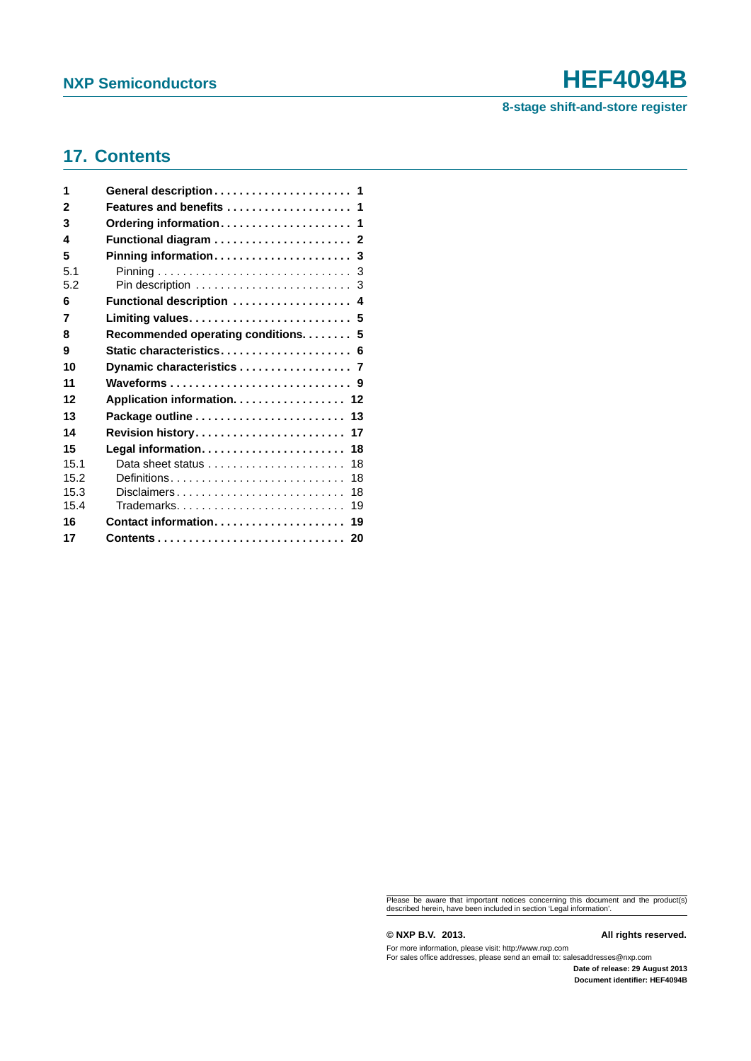## 17. Contents

| | | |
|---|---|---|
| **1** | **General description** | **1** |
| **2** | **Features and benefits** | **1** |
| **3** | **Ordering information** | **1** |
| **4** | **Functional diagram** | **2** |
| **5** | **Pinning information** | **3** |
| 5.1 | Pinning | 3 |
| 5.2 | Pin description | 3 |
| **6** | **Functional description** | **4** |
| **7** | **Limiting values** | **5** |
| **8** | **Recommended operating conditions** | **5** |
| **9** | **Static characteristics** | **6** |
| **10** | **Dynamic characteristics** | **7** |
| **11** | **Waveforms** | **9** |
| **12** | **Application information** | **12** |
| **13** | **Package outline** | **13** |
| **14** | **Revision history** | **17** |
| **15** | **Legal information** | **18** |
| 15.1 | Data sheet status | 18 |
| 15.2 | Definitions | 18 |
| 15.3 | Disclaimers | 18 |
| 15.4 | Trademarks | 19 |
| **16** | **Contact information** | **19** |
| **17** | **Contents** | **20** |

Please be aware that important notices concerning this document and the product(s) described herein, have been included in section 'Legal information'.

**© NXP B.V. 2013.** **All rights reserved.**

For more information, please visit: http://www.nxp.com
For sales office addresses, please send an email to: salesaddresses@nxp.com

**Date of release: 29 August 2013**
**Document identifier: HEF4094B**